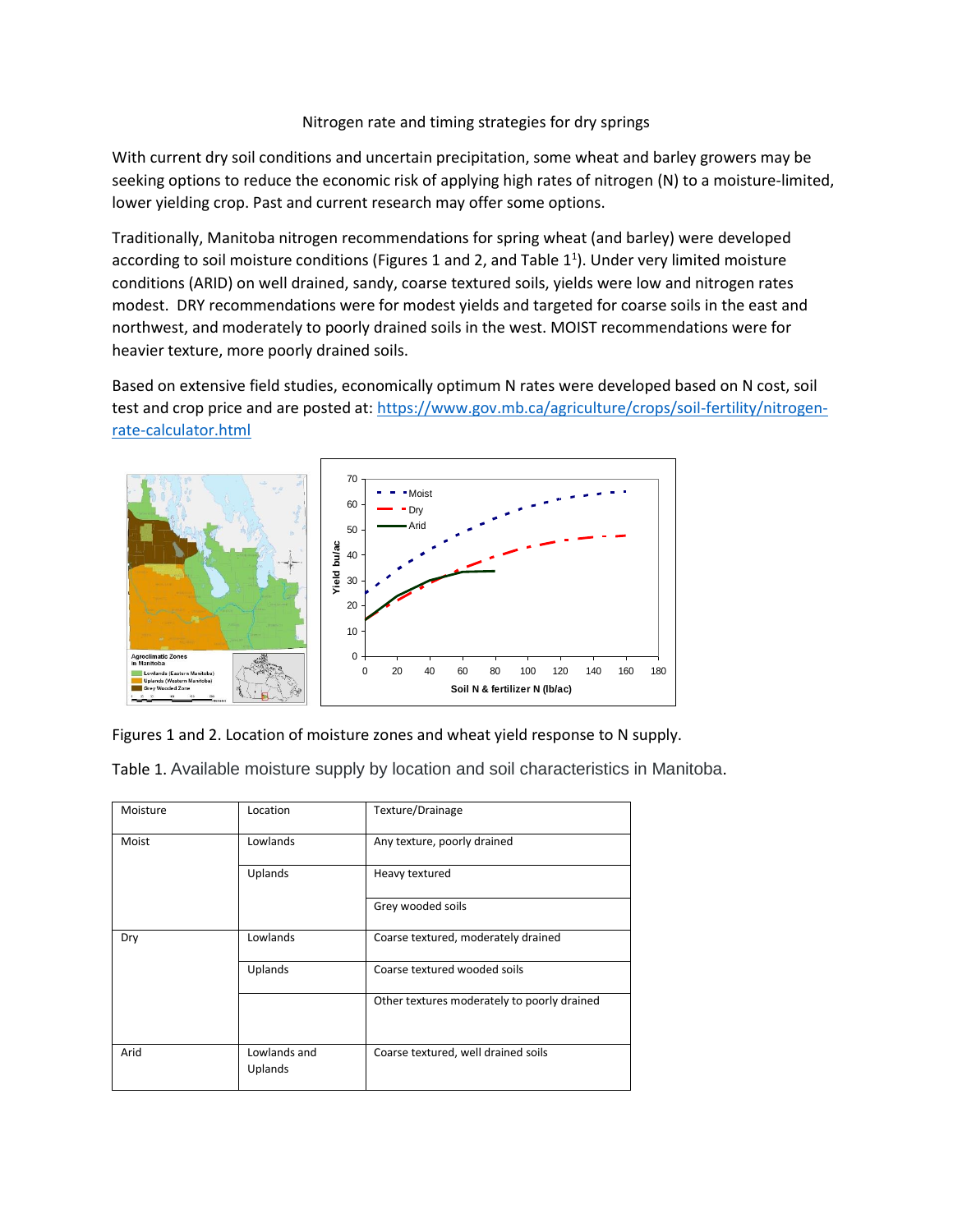# Nitrogen rate and timing strategies for dry springs

With current dry soil conditions and uncertain precipitation, some wheat and barley growers may be seeking options to reduce the economic risk of applying high rates of nitrogen (N) to a moisture-limited, lower yielding crop. Past and current research may offer some options.

Traditionally, Manitoba nitrogen recommendations for spring wheat (and barley) were developed according to soil moisture conditions (Figures 1 and 2, and Table 1[1]). Under very limited moisture conditions (ARID) on well drained, sandy, coarse textured soils, yields were low and nitrogen rates modest. DRY recommendations were for modest yields and targeted for coarse soils in the east and northwest, and moderately to poorly drained soils in the west. MOIST recommendations were for heavier texture, more poorly drained soils.

Based on extensive field studies, economically optimum N rates were developed based on N cost, soil test and crop price and are posted at: [https://www.gov.mb.ca/agriculture/crops/soil-fertility/nitrogen-rate-calculator.html](https://www.gov.mb.ca/agriculture/crops/soil-fertility/nitrogen-rate-calculator.html)

Figures 1 and 2. Location of moisture zones and wheat yield response to N supply.

Table 1. Available moisture supply by location and soil characteristics in Manitoba.

| Moisture | Location | Texture/Drainage |
| --- | --- | --- |
| Moist | Lowlands | Any texture, poorly drained |
| | Uplands | Heavy textured |
| | | Grey wooded soils |
| Dry | Lowlands | Coarse textured, moderately drained |
| | Uplands | Coarse textured wooded soils |
| | | Other textures moderately to poorly drained |
| Arid | Lowlands and Uplands | Coarse textured, well drained soils |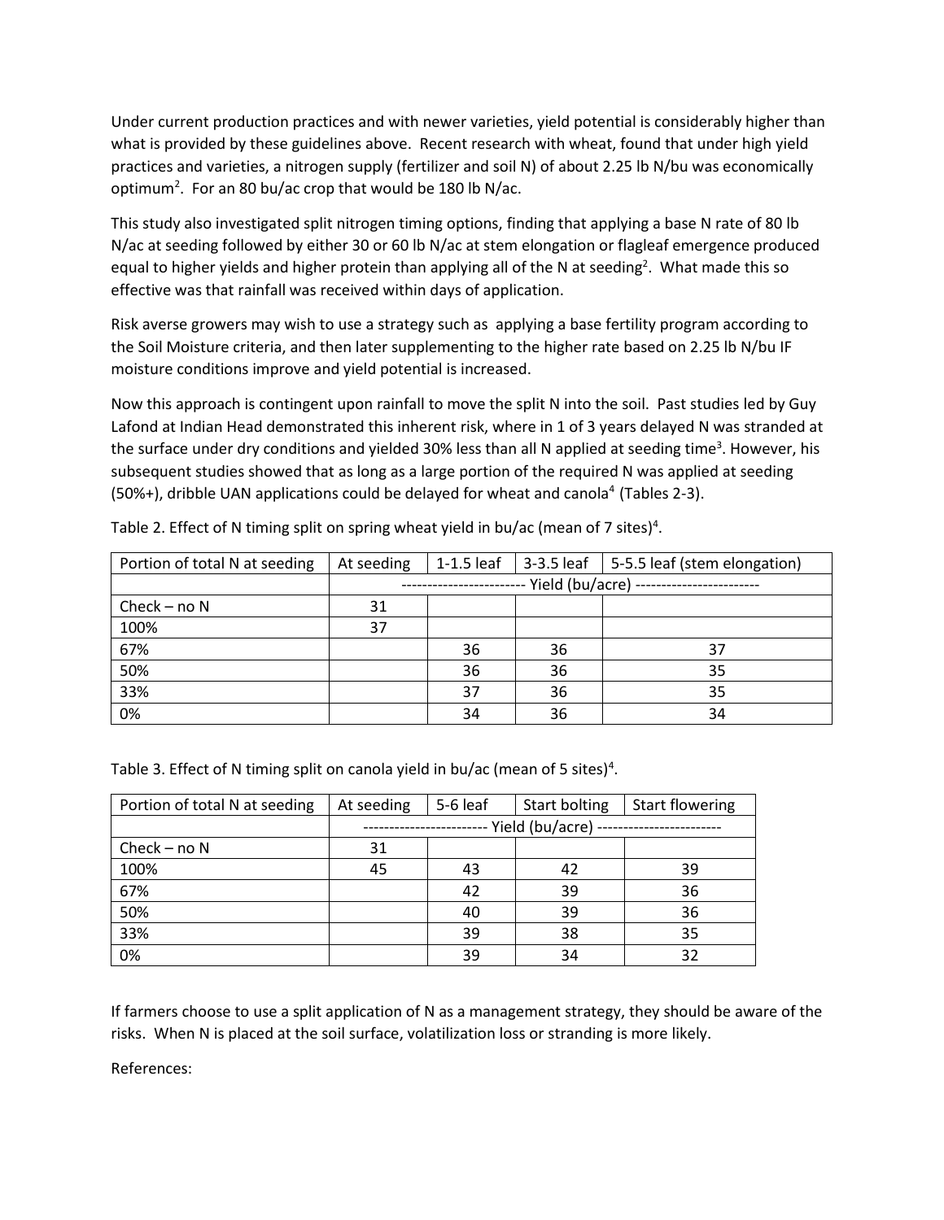Under current production practices and with newer varieties, yield potential is considerably higher than what is provided by these guidelines above. Recent research with wheat, found that under high yield practices and varieties, a nitrogen supply (fertilizer and soil N) of about 2.25 lb N/bu was economically optimum[2]. For an 80 bu/ac crop that would be 180 lb N/ac.

This study also investigated split nitrogen timing options, finding that applying a base N rate of 80 lb N/ac at seeding followed by either 30 or 60 lb N/ac at stem elongation or flagleaf emergence produced equal to higher yields and higher protein than applying all of the N at seeding[2]. What made this so effective was that rainfall was received within days of application.

Risk averse growers may wish to use a strategy such as applying a base fertility program according to the Soil Moisture criteria, and then later supplementing to the higher rate based on 2.25 lb N/bu IF moisture conditions improve and yield potential is increased.

Now this approach is contingent upon rainfall to move the split N into the soil. Past studies led by Guy Lafond at Indian Head demonstrated this inherent risk, where in 1 of 3 years delayed N was stranded at the surface under dry conditions and yielded 30% less than all N applied at seeding time[3]. However, his subsequent studies showed that as long as a large portion of the required N was applied at seeding (50%+), dribble UAN applications could be delayed for wheat and canola[4] (Tables 2-3).

Table 2. Effect of N timing split on spring wheat yield in bu/ac (mean of 7 sites)[4].

| Portion of total N at seeding | At seeding | 1-1.5 leaf | 3-3.5 leaf | 5-5.5 leaf (stem elongation) |
|---|---|---|---|---|
| | ------------------------ Yield (bu/acre) ------------------------ | | | |
| Check – no N | 31 | | | |
| 100% | 37 | | | |
| 67% | | 36 | 36 | 37 |
| 50% | | 36 | 36 | 35 |
| 33% | | 37 | 36 | 35 |
| 0% | | 34 | 36 | 34 |

Table 3. Effect of N timing split on canola yield in bu/ac (mean of 5 sites)[4].

| Portion of total N at seeding | At seeding | 5-6 leaf | Start bolting | Start flowering |
|---|---|---|---|---|
| | ------------------------ Yield (bu/acre) ------------------------ | | | |
| Check – no N | 31 | | | |
| 100% | 45 | 43 | 42 | 39 |
| 67% | | 42 | 39 | 36 |
| 50% | | 40 | 39 | 36 |
| 33% | | 39 | 38 | 35 |
| 0% | | 39 | 34 | 32 |

If farmers choose to use a split application of N as a management strategy, they should be aware of the risks. When N is placed at the soil surface, volatilization loss or stranding is more likely.

References: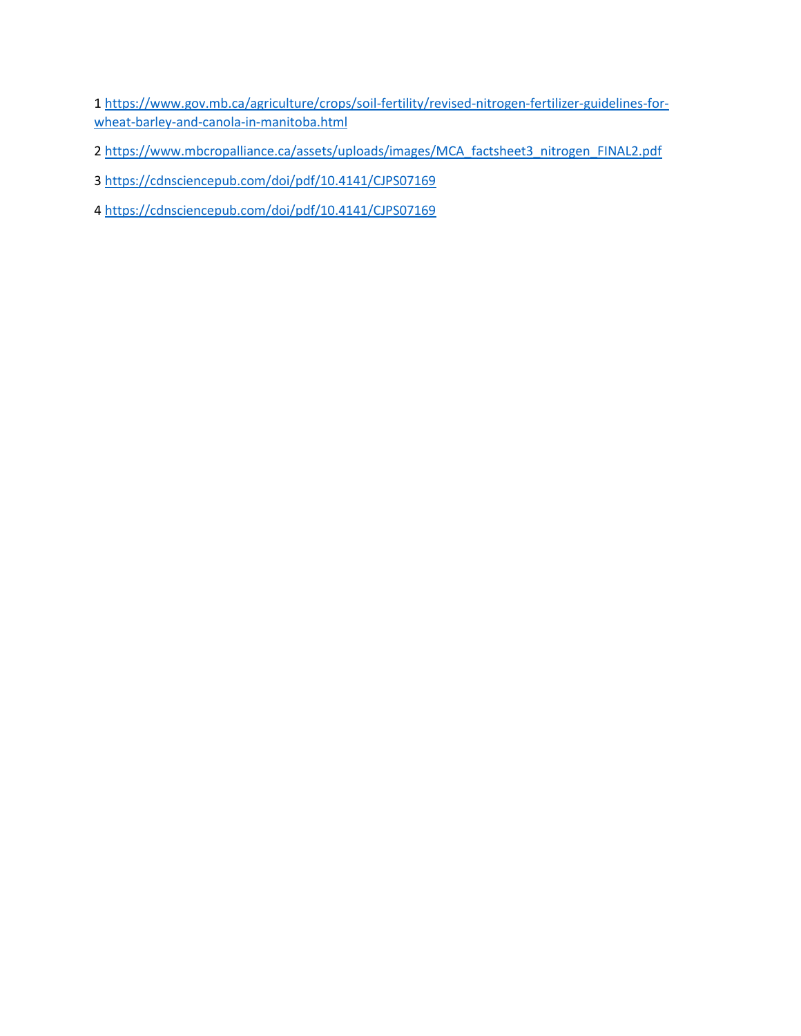1 https://www.gov.mb.ca/agriculture/crops/soil-fertility/revised-nitrogen-fertilizer-guidelines-for-wheat-barley-and-canola-in-manitoba.html

2 https://www.mbcropalliance.ca/assets/uploads/images/MCA_factsheet3_nitrogen_FINAL2.pdf

3 https://cdnsciencepub.com/doi/pdf/10.4141/CJPS07169

4 https://cdnsciencepub.com/doi/pdf/10.4141/CJPS07169